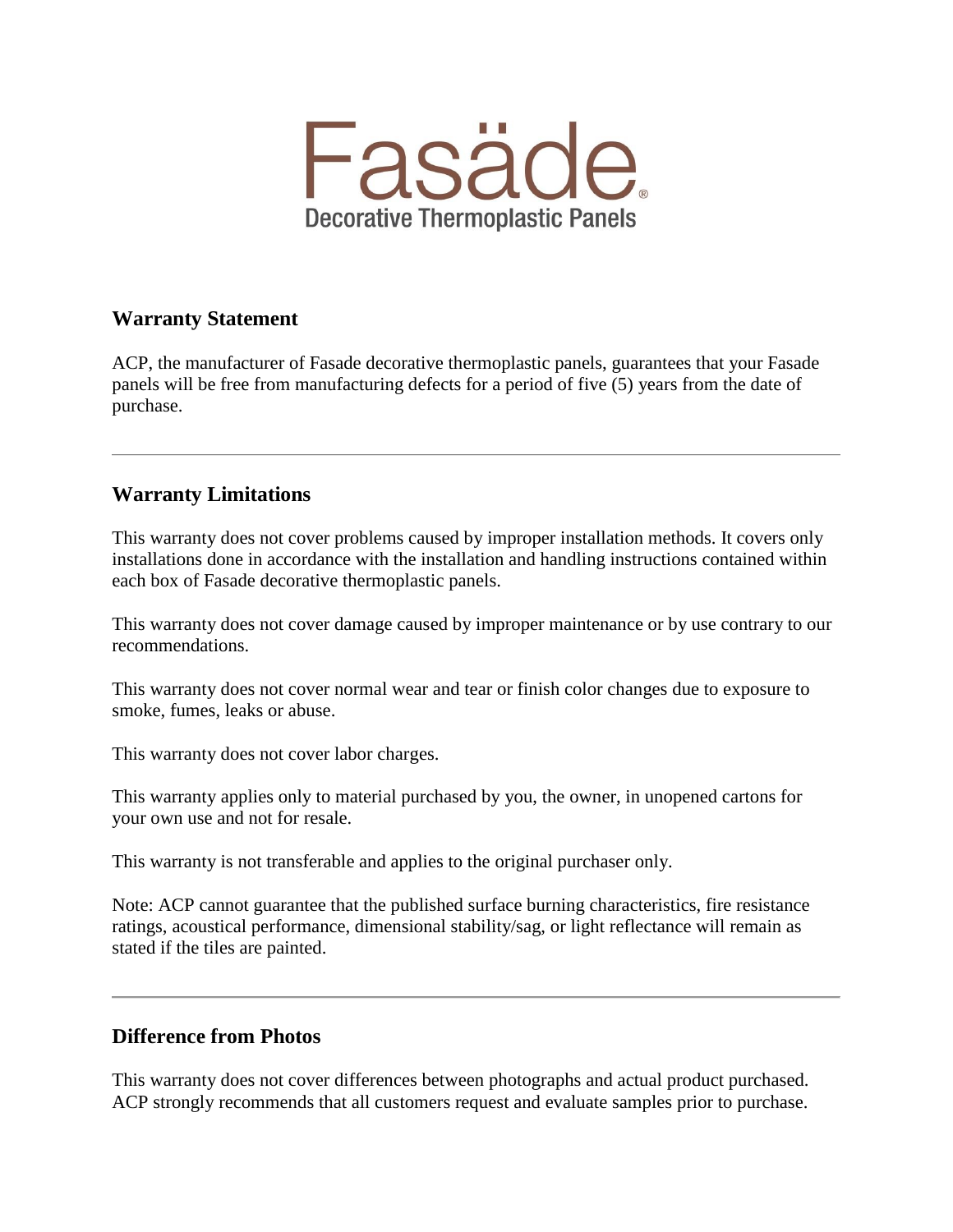# Fasäde®

**Decorative Thermoplastic Panels**

## Warranty Statement

ACP, the manufacturer of Fasade decorative thermoplastic panels, guarantees that your Fasade panels will be free from manufacturing defects for a period of five (5) years from the date of purchase.

---

## Warranty Limitations

This warranty does not cover problems caused by improper installation methods. It covers only installations done in accordance with the installation and handling instructions contained within each box of Fasade decorative thermoplastic panels.

This warranty does not cover damage caused by improper maintenance or by use contrary to our recommendations.

This warranty does not cover normal wear and tear or finish color changes due to exposure to smoke, fumes, leaks or abuse.

This warranty does not cover labor charges.

This warranty applies only to material purchased by you, the owner, in unopened cartons for your own use and not for resale.

This warranty is not transferable and applies to the original purchaser only.

Note: ACP cannot guarantee that the published surface burning characteristics, fire resistance ratings, acoustical performance, dimensional stability/sag, or light reflectance will remain as stated if the tiles are painted.

---

## Difference from Photos

This warranty does not cover differences between photographs and actual product purchased. ACP strongly recommends that all customers request and evaluate samples prior to purchase.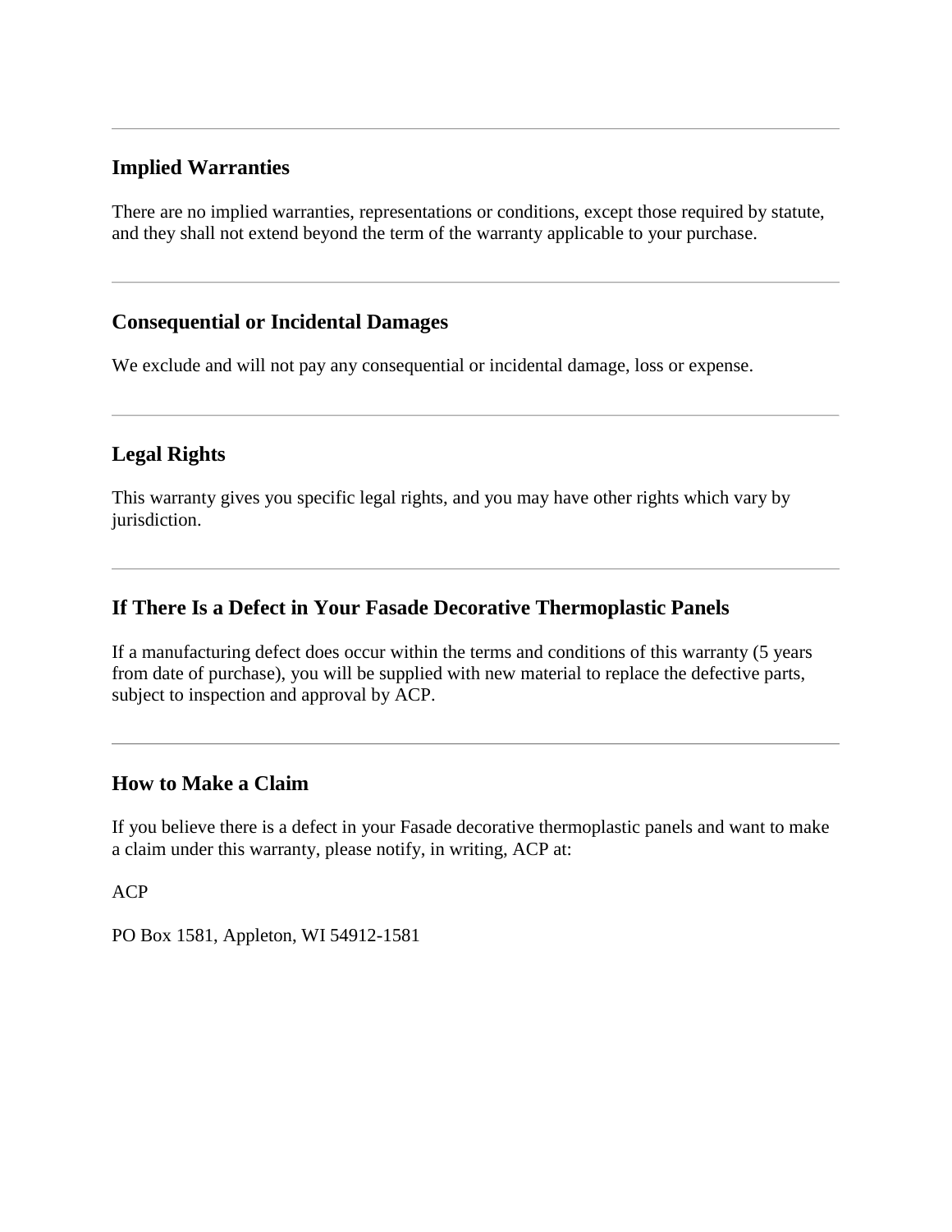---

## Implied Warranties

There are no implied warranties, representations or conditions, except those required by statute, and they shall not extend beyond the term of the warranty applicable to your purchase.

---

## Consequential or Incidental Damages

We exclude and will not pay any consequential or incidental damage, loss or expense.

---

## Legal Rights

This warranty gives you specific legal rights, and you may have other rights which vary by jurisdiction.

---

## If There Is a Defect in Your Fasade Decorative Thermoplastic Panels

If a manufacturing defect does occur within the terms and conditions of this warranty (5 years from date of purchase), you will be supplied with new material to replace the defective parts, subject to inspection and approval by ACP.

---

## How to Make a Claim

If you believe there is a defect in your Fasade decorative thermoplastic panels and want to make a claim under this warranty, please notify, in writing, ACP at:

ACP

PO Box 1581, Appleton, WI 54912-1581